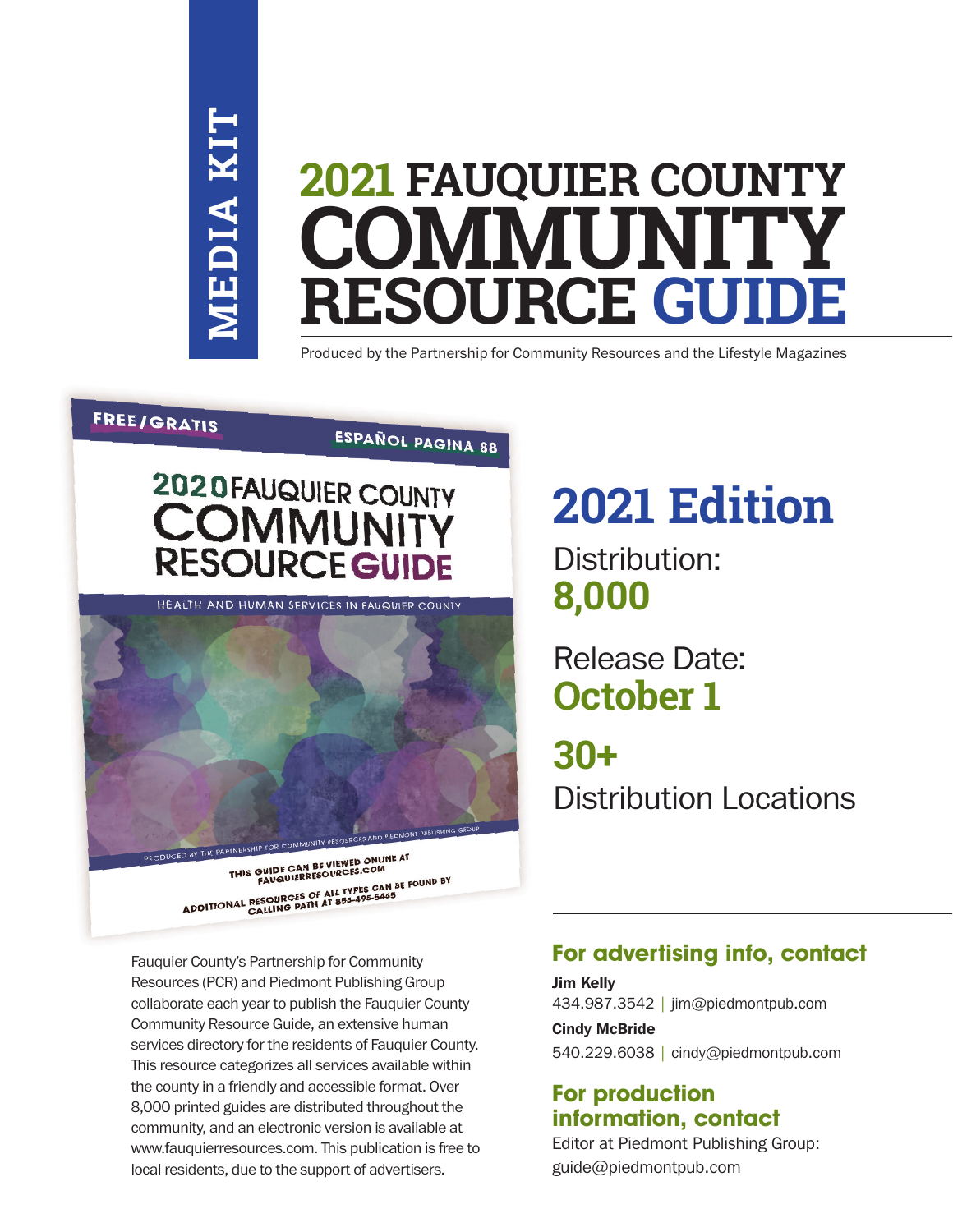MEDIA KIT

# 2021 FAUQUIER COUNTY COMMUNITY RESOURCE GUIDE

Produced by the Partnership for Community Resources and the Lifestyle Magazines

FREE/GRATIS

ESPAÑOL PAGINA 88

2020 FAUQUIER COUNTY COMMUNITY RESOURCE GUIDE

HEALTH AND HUMAN SERVICES IN FAUQUIER COUNTY

PRODUCED BY THE PARTNERSHIP FOR COMMUNITY RESOURCES AND PIEDMONT PUBLISHING GROUP

THIS GUIDE CAN BE VIEWED ONLINE AT FAUQUIERRESOURCES.COM

ADDITIONAL RESOURCES OF ALL TYPES CAN BE FOUND BY CALLING PATH AT 855-495-5465

## 2021 Edition

Distribution:
**8,000**

Release Date:
**October 1**

**30+**
Distribution Locations

Fauquier County's Partnership for Community Resources (PCR) and Piedmont Publishing Group collaborate each year to publish the Fauquier County Community Resource Guide, an extensive human services directory for the residents of Fauquier County. This resource categorizes all services available within the county in a friendly and accessible format. Over 8,000 printed guides are distributed throughout the community, and an electronic version is available at www.fauquierresources.com. This publication is free to local residents, due to the support of advertisers.

### For advertising info, contact

**Jim Kelly**
434.987.3542 | jim@piedmontpub.com

**Cindy McBride**
540.229.6038 | cindy@piedmontpub.com

### For production information, contact

Editor at Piedmont Publishing Group:
guide@piedmontpub.com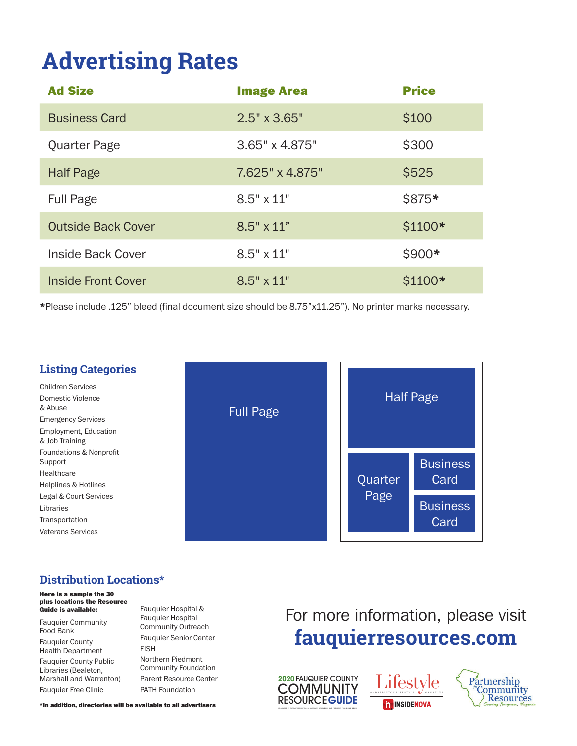# Advertising Rates

| Ad Size | Image Area | Price |
|---|---|---|
| Business Card | 2.5" x 3.65" | $100 |
| Quarter Page | 3.65" x 4.875" | $300 |
| Half Page | 7.625" x 4.875" | $525 |
| Full Page | 8.5" x 11" | $875* |
| Outside Back Cover | 8.5" x 11" | $1100* |
| Inside Back Cover | 8.5" x 11" | $900* |
| Inside Front Cover | 8.5" x 11" | $1100* |

*Please include .125" bleed (final document size should be 8.75"x11.25"). No printer marks necessary.

## Listing Categories

- Children Services
- Domestic Violence & Abuse
- Emergency Services
- Employment, Education & Job Training
- Foundations & Nonprofit Support
- Healthcare
- Helplines & Hotlines
- Legal & Court Services
- Libraries
- Transportation
- Veterans Services

Full Page

Half Page

Quarter Page

Business Card

Business Card

## Distribution Locations*

**Here is a sample the 30 plus locations the Resource Guide is available:**

- Fauquier Community Food Bank
- Fauquier County Health Department
- Fauquier County Public Libraries (Bealeton, Marshall and Warrenton)
- Fauquier Free Clinic
- Fauquier Hospital & Fauquier Hospital Community Outreach
- Fauquier Senior Center
- FISH
- Northern Piedmont Community Foundation
- Parent Resource Center
- PATH Foundation

**\*In addition, directories will be available to all advertisers**

For more information, please visit
**fauquierresources.com**

2020 FAUQUIER COUNTY COMMUNITY RESOURCE GUIDE

Lifestyle the Warrenton Lifestyle Magazine

INSIDENOVA

Partnership for Community Resources Serving Fauquier, Virginia